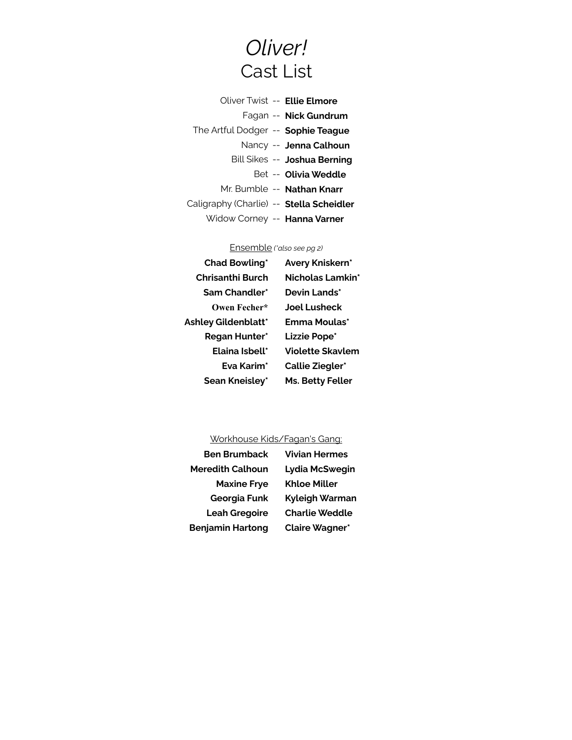# *Oliver!*
## Cast List

Oliver Twist -- **Ellie Elmore**
Fagan -- **Nick Gundrum**
The Artful Dodger -- **Sophie Teague**
Nancy -- **Jenna Calhoun**
Bill Sikes -- **Joshua Berning**
Bet -- **Olivia Weddle**
Mr. Bumble -- **Nathan Knarr**
Caligraphy (Charlie) -- **Stella Scheidler**
Widow Corney -- **Hanna Varner**

<u>Ensemble</u> *(*also see pg 2)*

| | |
|---|---|
| **Chad Bowling*** | **Avery Kniskern*** |
| **Chrisanthi Burch** | **Nicholas Lamkin*** |
| **Sam Chandler*** | **Devin Lands*** |
| **Owen Fecher*** | **Joel Lusheck** |
| **Ashley Gildenblatt*** | **Emma Moulas*** |
| **Regan Hunter*** | **Lizzie Pope*** |
| **Elaina Isbell*** | **Violette Skavlem** |
| **Eva Karim*** | **Callie Ziegler*** |
| **Sean Kneisley*** | **Ms. Betty Feller** |

<u>Workhouse Kids/Fagan's Gang:</u>

| | |
|---|---|
| **Ben Brumback** | **Vivian Hermes** |
| **Meredith Calhoun** | **Lydia McSwegin** |
| **Maxine Frye** | **Khloe Miller** |
| **Georgia Funk** | **Kyleigh Warman** |
| **Leah Gregoire** | **Charlie Weddle** |
| **Benjamin Hartong** | **Claire Wagner*** |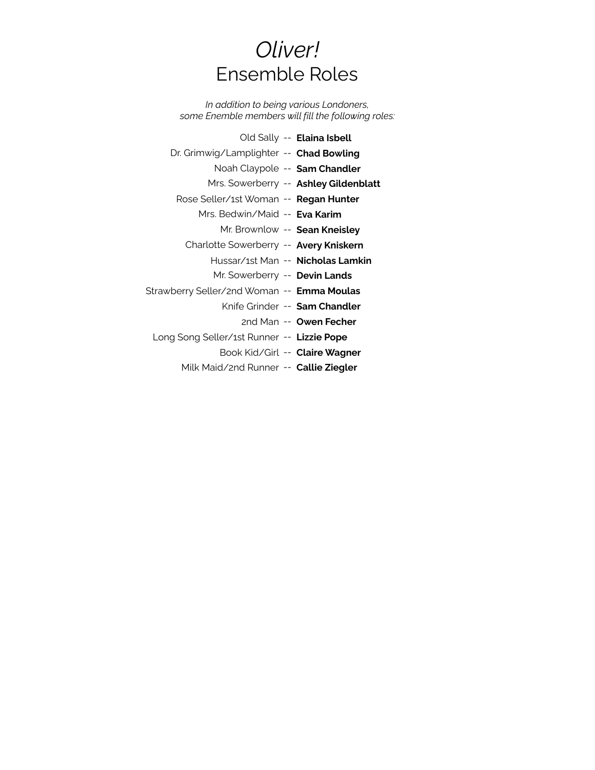# *Oliver!*
## Ensemble Roles

*In addition to being various Londoners,*
*some Enemble members will fill the following roles:*

Old Sally -- **Elaina Isbell**
Dr. Grimwig/Lamplighter -- **Chad Bowling**
Noah Claypole -- **Sam Chandler**
Mrs. Sowerberry -- **Ashley Gildenblatt**
Rose Seller/1st Woman -- **Regan Hunter**
Mrs. Bedwin/Maid -- **Eva Karim**
Mr. Brownlow -- **Sean Kneisley**
Charlotte Sowerberry -- **Avery Kniskern**
Hussar/1st Man -- **Nicholas Lamkin**
Mr. Sowerberry -- **Devin Lands**
Strawberry Seller/2nd Woman -- **Emma Moulas**
Knife Grinder -- **Sam Chandler**
2nd Man -- **Owen Fecher**
Long Song Seller/1st Runner -- **Lizzie Pope**
Book Kid/Girl -- **Claire Wagner**
Milk Maid/2nd Runner -- **Callie Ziegler**